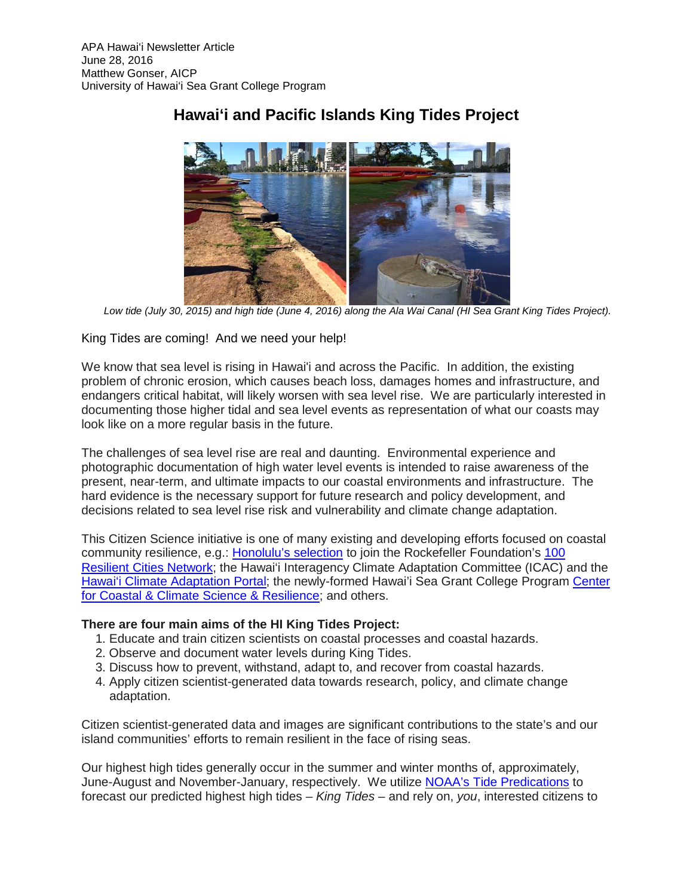APA Hawaiʻi Newsletter Article
June 28, 2016
Matthew Gonser, AICP
University of Hawaiʻi Sea Grant College Program

# Hawaiʻi and Pacific Islands King Tides Project

*Low tide (July 30, 2015) and high tide (June 4, 2016) along the Ala Wai Canal (HI Sea Grant King Tides Project).*

King Tides are coming! And we need your help!

We know that sea level is rising in Hawai'i and across the Pacific. In addition, the existing problem of chronic erosion, which causes beach loss, damages homes and infrastructure, and endangers critical habitat, will likely worsen with sea level rise. We are particularly interested in documenting those higher tidal and sea level events as representation of what our coasts may look like on a more regular basis in the future.

The challenges of sea level rise are real and daunting. Environmental experience and photographic documentation of high water level events is intended to raise awareness of the present, near-term, and ultimate impacts to our coastal environments and infrastructure. The hard evidence is the necessary support for future research and policy development, and decisions related to sea level rise risk and vulnerability and climate change adaptation.

This Citizen Science initiative is one of many existing and developing efforts focused on coastal community resilience, e.g.: Honolulu's selection to join the Rockefeller Foundation's 100 Resilient Cities Network; the Hawaiʻi Interagency Climate Adaptation Committee (ICAC) and the Hawaiʻi Climate Adaptation Portal; the newly-formed Hawaiʻi Sea Grant College Program Center for Coastal & Climate Science & Resilience; and others.

**There are four main aims of the HI King Tides Project:**

1. Educate and train citizen scientists on coastal processes and coastal hazards.
2. Observe and document water levels during King Tides.
3. Discuss how to prevent, withstand, adapt to, and recover from coastal hazards.
4. Apply citizen scientist-generated data towards research, policy, and climate change adaptation.

Citizen scientist-generated data and images are significant contributions to the state's and our island communities' efforts to remain resilient in the face of rising seas.

Our highest high tides generally occur in the summer and winter months of, approximately, June-August and November-January, respectively. We utilize NOAA's Tide Predications to forecast our predicted highest high tides – *King Tides* – and rely on, *you*, interested citizens to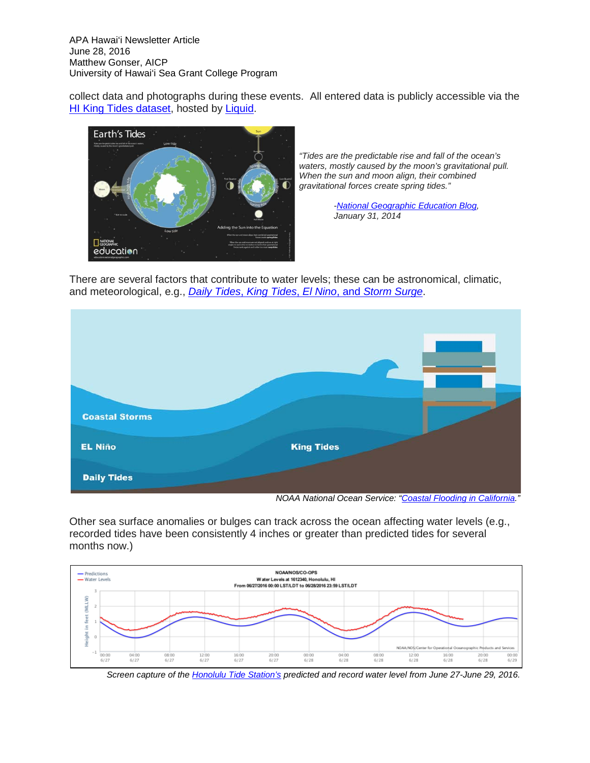collect data and photographs during these events. All entered data is publicly accessible via the HI King Tides dataset, hosted by Liquid.

*"Tides are the predictable rise and fall of the ocean's waters, mostly caused by the moon's gravitational pull. When the sun and moon align, their combined gravitational forces create spring tides."*

*-National Geographic Education Blog, January 31, 2014*

There are several factors that contribute to water levels; these can be astronomical, climatic, and meteorological, e.g., *Daily Tides, King Tides, El Nino, and Storm Surge*.

*NOAA National Ocean Service: "Coastal Flooding in California."*

Other sea surface anomalies or bulges can track across the ocean affecting water levels (e.g., recorded tides have been consistently 4 inches or greater than predicted tides for several months now.)

*Screen capture of the Honolulu Tide Station's predicted and record water level from June 27-June 29, 2016.*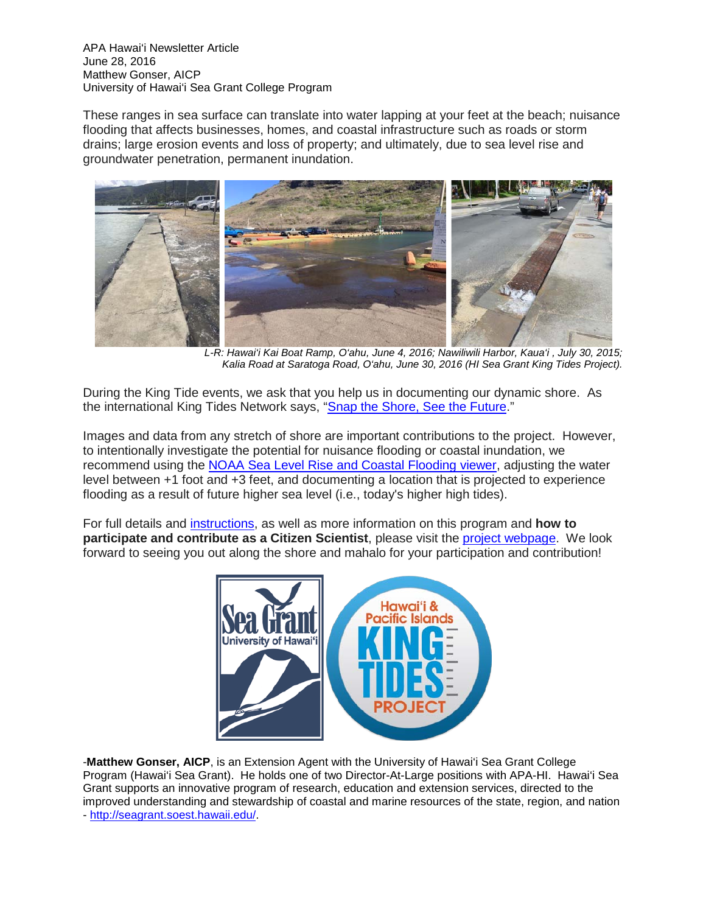APA Hawai'i Newsletter Article
June 28, 2016
Matthew Gonser, AICP
University of Hawai'i Sea Grant College Program

These ranges in sea surface can translate into water lapping at your feet at the beach; nuisance flooding that affects businesses, homes, and coastal infrastructure such as roads or storm drains; large erosion events and loss of property; and ultimately, due to sea level rise and groundwater penetration, permanent inundation.

*L-R: Hawai'i Kai Boat Ramp, O'ahu, June 4, 2016; Nawiliwili Harbor, Kaua'i , July 30, 2015; Kalia Road at Saratoga Road, O'ahu, June 30, 2016 (HI Sea Grant King Tides Project).*

During the King Tide events, we ask that you help us in documenting our dynamic shore. As the international King Tides Network says, "[Snap the Shore, See the Future](#)."

Images and data from any stretch of shore are important contributions to the project. However, to intentionally investigate the potential for nuisance flooding or coastal inundation, we recommend using the [NOAA Sea Level Rise and Coastal Flooding viewer](#), adjusting the water level between +1 foot and +3 feet, and documenting a location that is projected to experience flooding as a result of future higher sea level (i.e., today's higher high tides).

For full details and [instructions](#), as well as more information on this program and **how to participate and contribute as a Citizen Scientist**, please visit the [project webpage](#). We look forward to seeing you out along the shore and mahalo for your participation and contribution!

-**Matthew Gonser, AICP**, is an Extension Agent with the University of Hawai'i Sea Grant College Program (Hawai'i Sea Grant). He holds one of two Director-At-Large positions with APA-HI. Hawai'i Sea Grant supports an innovative program of research, education and extension services, directed to the improved understanding and stewardship of coastal and marine resources of the state, region, and nation - http://seagrant.soest.hawaii.edu/.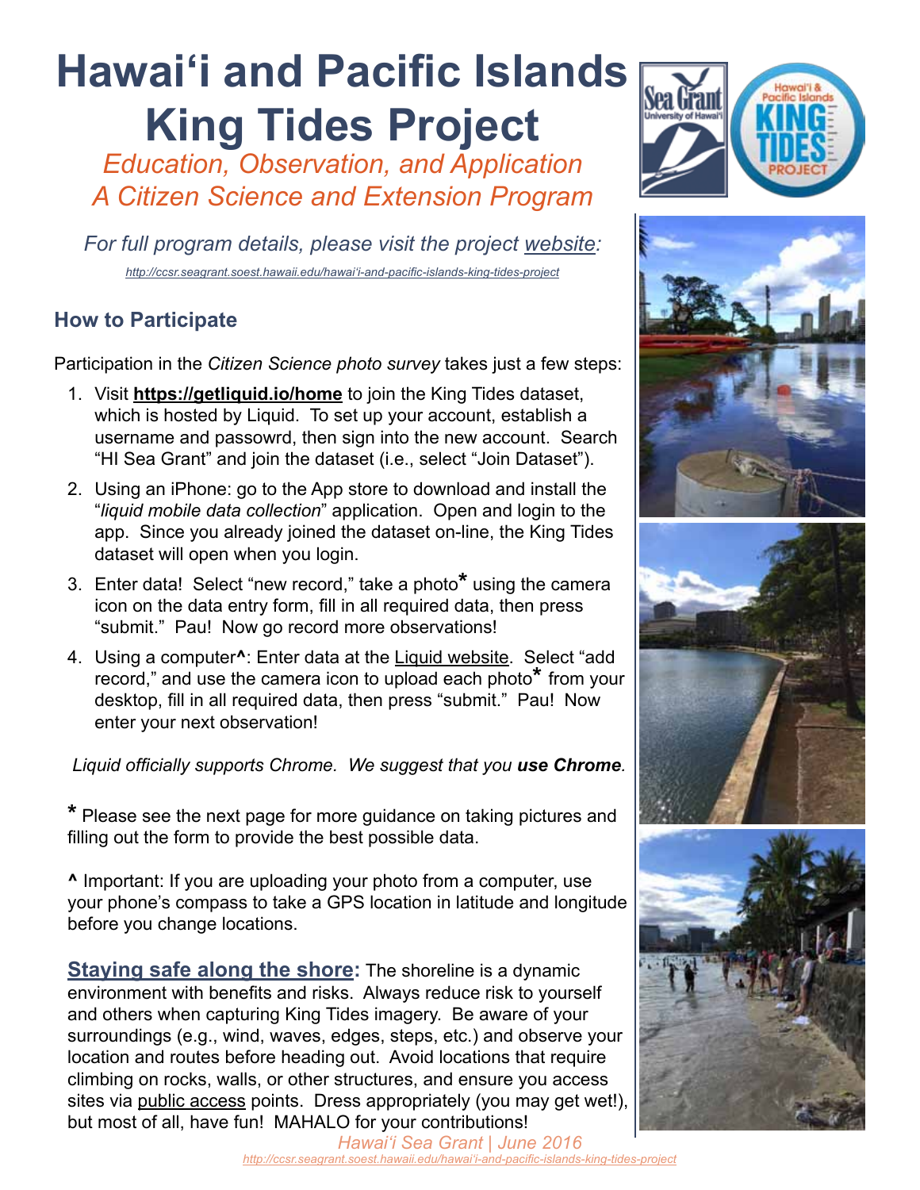# Hawai'i and Pacific Islands King Tides Project

*Education, Observation, and Application*
*A Citizen Science and Extension Program*

*For full program details, please visit the project website:*

http://ccsr.seagrant.soest.hawaii.edu/hawai'i-and-pacific-islands-king-tides-project

## How to Participate

Participation in the *Citizen Science photo survey* takes just a few steps:

1. Visit **https://getliquid.io/home** to join the King Tides dataset, which is hosted by Liquid. To set up your account, establish a username and passowrd, then sign into the new account. Search "HI Sea Grant" and join the dataset (i.e., select "Join Dataset").
2. Using an iPhone: go to the App store to download and install the "*liquid mobile data collection*" application. Open and login to the app. Since you already joined the dataset on-line, the King Tides dataset will open when you login.
3. Enter data! Select "new record," take a photo* using the camera icon on the data entry form, fill in all required data, then press "submit." Pau! Now go record more observations!
4. Using a computer^: Enter data at the Liquid website. Select "add record," and use the camera icon to upload each photo* from your desktop, fill in all required data, then press "submit." Pau! Now enter your next observation!

*Liquid officially supports Chrome. We suggest that you* ***use Chrome****.*

* Please see the next page for more guidance on taking pictures and filling out the form to provide the best possible data.

^ Important: If you are uploading your photo from a computer, use your phone's compass to take a GPS location in latitude and longitude before you change locations.

**Staying safe along the shore:** The shoreline is a dynamic environment with benefits and risks. Always reduce risk to yourself and others when capturing King Tides imagery. Be aware of your surroundings (e.g., wind, waves, edges, steps, etc.) and observe your location and routes before heading out. Avoid locations that require climbing on rocks, walls, or other structures, and ensure you access sites via public access points. Dress appropriately (you may get wet!), but most of all, have fun! MAHALO for your contributions!

*Hawai'i Sea Grant | June 2016*

http://ccsr.seagrant.soest.hawaii.edu/hawai'i-and-pacific-islands-king-tides-project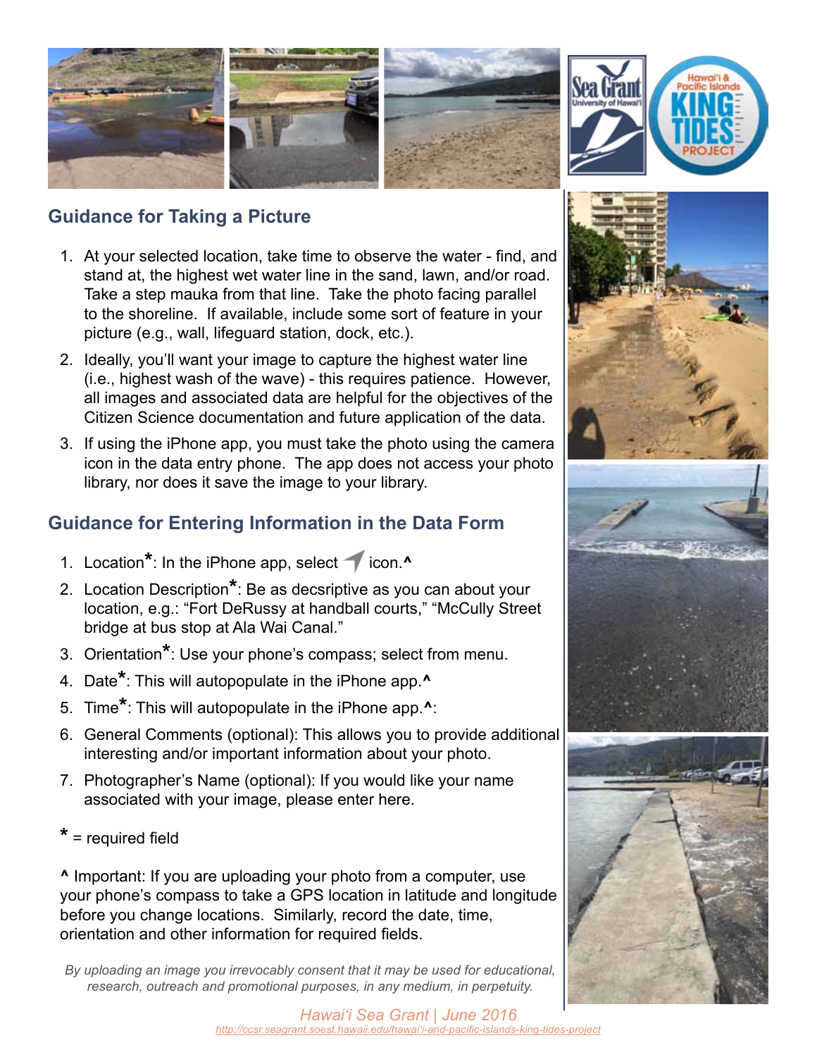## Guidance for Taking a Picture

1. At your selected location, take time to observe the water - find, and stand at, the highest wet water line in the sand, lawn, and/or road. Take a step mauka from that line. Take the photo facing parallel to the shoreline. If available, include some sort of feature in your picture (e.g., wall, lifeguard station, dock, etc.).
2. Ideally, you'll want your image to capture the highest water line (i.e., highest wash of the wave) - this requires patience. However, all images and associated data are helpful for the objectives of the Citizen Science documentation and future application of the data.
3. If using the iPhone app, you must take the photo using the camera icon in the data entry phone. The app does not access your photo library, nor does it save the image to your library.

## Guidance for Entering Information in the Data Form

1. Location*: In the iPhone app, select icon.^
2. Location Description*: Be as decsriptive as you can about your location, e.g.: "Fort DeRussy at handball courts," "McCully Street bridge at bus stop at Ala Wai Canal."
3. Orientation*: Use your phone's compass; select from menu.
4. Date*: This will autopopulate in the iPhone app.^
5. Time*: This will autopopulate in the iPhone app.^:
6. General Comments (optional): This allows you to provide additional interesting and/or important information about your photo.
7. Photographer's Name (optional): If you would like your name associated with your image, please enter here.

* = required field

^ Important: If you are uploading your photo from a computer, use your phone's compass to take a GPS location in latitude and longitude before you change locations. Similarly, record the date, time, orientation and other information for required fields.

*By uploading an image you irrevocably consent that it may be used for educational, research, outreach and promotional purposes, in any medium, in perpetuity.*

*Hawai'i Sea Grant | June 2016*

http://ccsr.seagrant.soest.hawaii.edu/hawai'i-and-pacific-islands-king-tides-project